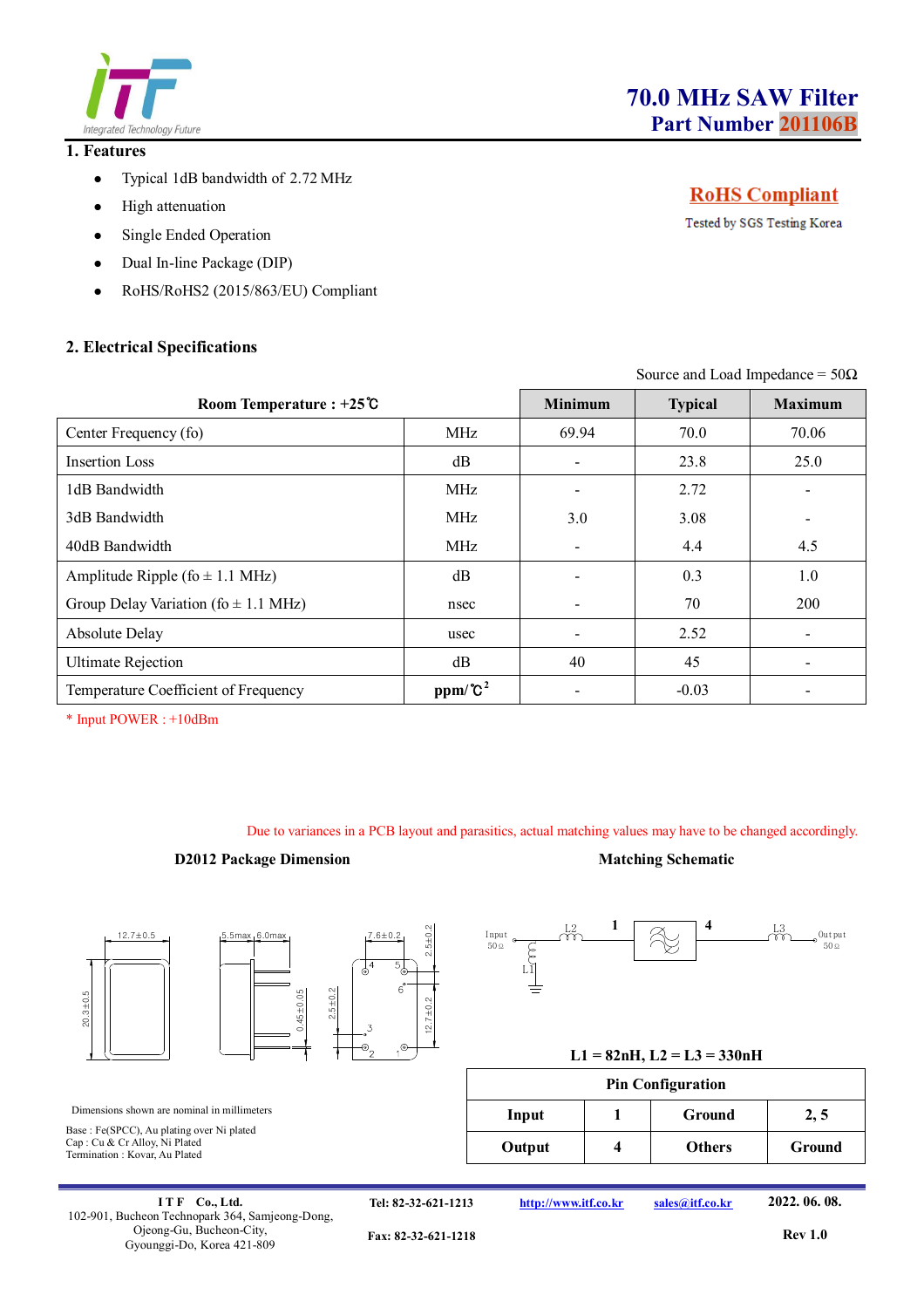# 70.0 MHz SAW Filter

## Part Number 201106B

### 1. Features

- Typical 1dB bandwidth of 2.72 MHz
- High attenuation
- Single Ended Operation
- Dual In-line Package (DIP)
- RoHS/RoHS2 (2015/863/EU) Compliant

**RoHS Compliant**

Tested by SGS Testing Korea

### 2. Electrical Specifications

Source and Load Impedance = 50Ω

| Room Temperature : +25℃ | | Minimum | Typical | Maximum |
|---|---|---|---|---|
| Center Frequency (fo) | MHz | 69.94 | 70.0 | 70.06 |
| Insertion Loss | dB | - | 23.8 | 25.0 |
| 1dB Bandwidth | MHz | - | 2.72 | - |
| 3dB Bandwidth | MHz | 3.0 | 3.08 | - |
| 40dB Bandwidth | MHz | - | 4.4 | 4.5 |
| Amplitude Ripple (fo ± 1.1 MHz) | dB | - | 0.3 | 1.0 |
| Group Delay Variation (fo ± 1.1 MHz) | nsec | - | 70 | 200 |
| Absolute Delay | usec | - | 2.52 | - |
| Ultimate Rejection | dB | 40 | 45 | - |
| Temperature Coefficient of Frequency | ppm/℃$^2$ | - | -0.03 | - |

* Input POWER : +10dBm

Due to variances in a PCB layout and parasitics, actual matching values may have to be changed accordingly.

**D2012 Package Dimension**

12.7±0.5, 5.5max, 6.0max, 7.6±0.2, 2.5±0.2, 20.3±0.5, 0.45±0.05, 2.5±0.2, 12.7±0.2

Dimensions shown are nominal in millimeters

Base : Fe(SPCC), Au plating over Ni plated
Cap : Cu & Cr Alloy, Ni Plated
Termination : Kovar, Au Plated

**Matching Schematic**

Input 50Ω, L1, L2, 1, 4, L3, Output 50Ω

**L1 = 82nH, L2 = L3 = 330nH**

| Pin Configuration | | | |
|---|---|---|---|
| Input | 1 | Ground | 2, 5 |
| Output | 4 | Others | Ground |

I T F Co., Ltd.
102-901, Bucheon Technopark 364, Samjeong-Dong, Ojeong-Gu, Bucheon-City, Gyounggi-Do, Korea 421-809

Tel: 82-32-621-1213
Fax: 82-32-621-1218

http://www.itf.co.kr
sales@itf.co.kr

2022. 06. 08.
Rev 1.0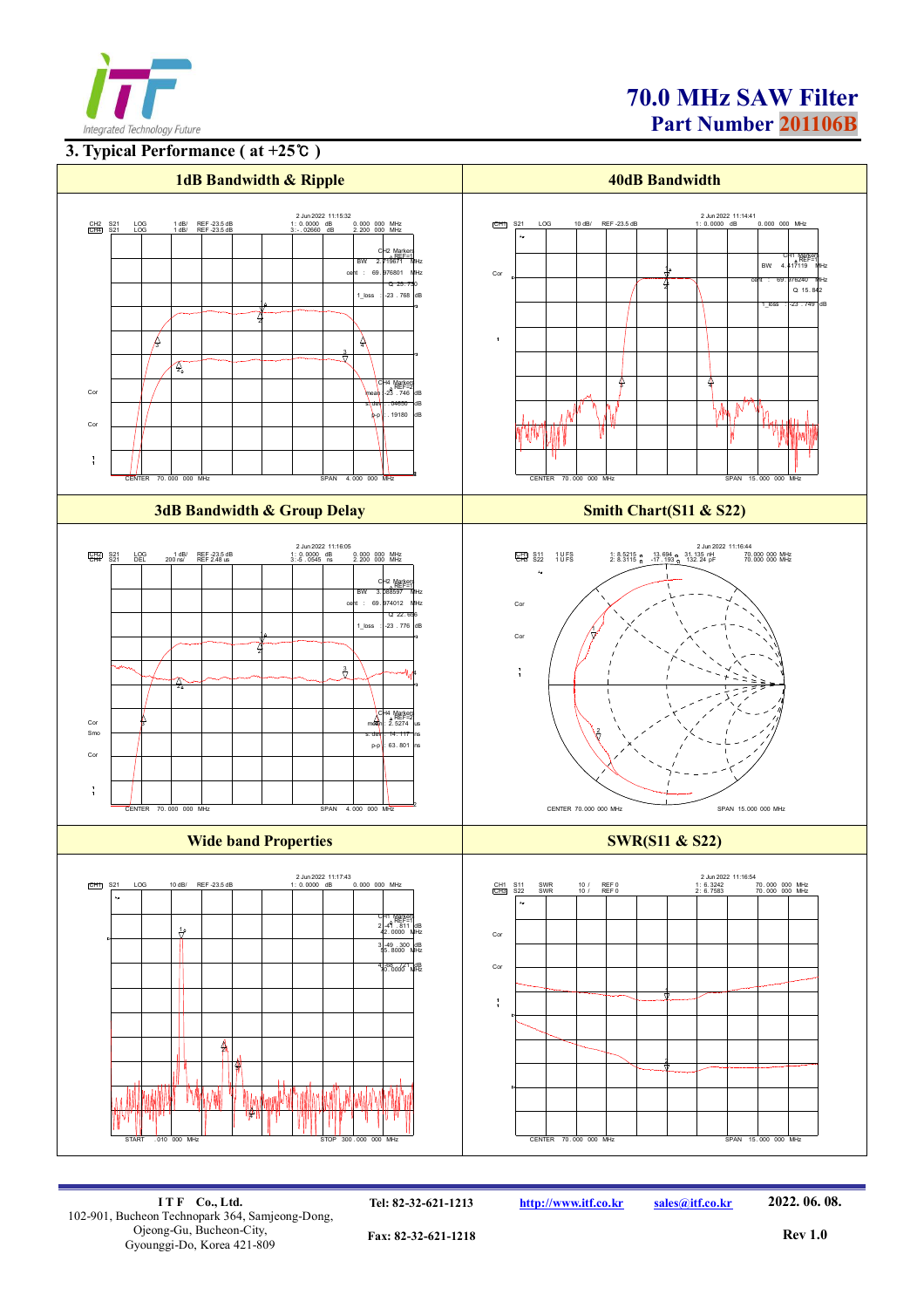# 70.0 MHz SAW Filter
**Part Number 201106B**

## 3. Typical Performance ( at +25℃ )

### 1dB Bandwidth & Ripple

CH2 S21 LOG 1 dB/ REF -23.5 dB
CH4 S21 LOG 1 dB/ REF -23.5 dB
2 Jun 2022 11:15:32
1: 0.0000 dB 0.000 000 MHz
3: -.02660 dB 2.200 000 MHz

CH2 Markers
BW : 2.719671 MHz
cent : 69.976801 MHz
Q : 25.730
l_loss : -23.768 dB

CH4 Markers
mean : -23.746 dB
s.dev : .04650 dB
p-p : .19180 dB

CENTER 70.000 000 MHz SPAN 4.000 000 MHz

### 40dB Bandwidth

CH1 S21 LOG 10 dB/ REF -23.5 dB
2 Jun 2022 11:14:41
1: 0.0000 dB 0.000 000 MHz

CH1 Markers
BW : 4.417119 MHz
cent : 69.976240 MHz
Q : 15.842
l_loss : -23.749 dB

CENTER 70.000 000 MHz SPAN 15.000 000 MHz

### 3dB Bandwidth & Group Delay

CH2 S21 LOG 1 dB/ REF -23.5 dB
CH4 S21 DEL 200 ns/ REF 2.48 us
2 Jun 2022 11:16:05
1: 0.0000 dB 0.000 000 MHz
3: -5.0545 ns 2.200 000 MHz

CH2 Markers
BW : 3.088597 MHz
cent : 69.974012 MHz
Q : 22.656
l_loss : -23.776 dB

CH4 Markers
mean : 2.5274 us
s.dev : 14.117 ns
p-p : 63.801 ns

CENTER 70.000 000 MHz SPAN 4.000 000 MHz

### Smith Chart(S11 & S22)

CH1 S11 1 U FS
CH2 S22 1 U FS
2 Jun 2022 11:16:44
1: 8.5215 Ω 13.694 Ω 31.135 nH 70.000 000 MHz
2: 8.3115 Ω -17.193 Ω 132.24 pF 70.000 000 MHz

CENTER 70.000 000 MHz SPAN 15.000 000 MHz

### Wide band Properties

CH1 S21 LOG 10 dB/ REF -23.5 dB
2 Jun 2022 11:17:43
1: 0.0000 dB 0.000 000 MHz

CH1 Markers
2: -41.811 dB 42.0000 MHz
3: -49.300 dB 55.8000 MHz
4: -88.771 dB 140.0000 MHz

START .010 000 MHz STOP 300.000 000 MHz

### SWR(S11 & S22)

CH1 S11 SWR 10 / REF 0
CH2 S22 SWR 10 / REF 0
2 Jun 2022 11:16:54
1: 6.3242 70.000 000 MHz
2: 6.7583 70.000 000 MHz

CENTER 70.000 000 MHz SPAN 15.000 000 MHz

---

I T F Co., Ltd.
102-901, Bucheon Technopark 364, Samjeong-Dong, Ojeong-Gu, Bucheon-City, Gyounggi-Do, Korea 421-809

Tel: 82-32-621-1213
Fax: 82-32-621-1218

http://www.itf.co.kr
sales@itf.co.kr

2022. 06. 08.
Rev 1.0